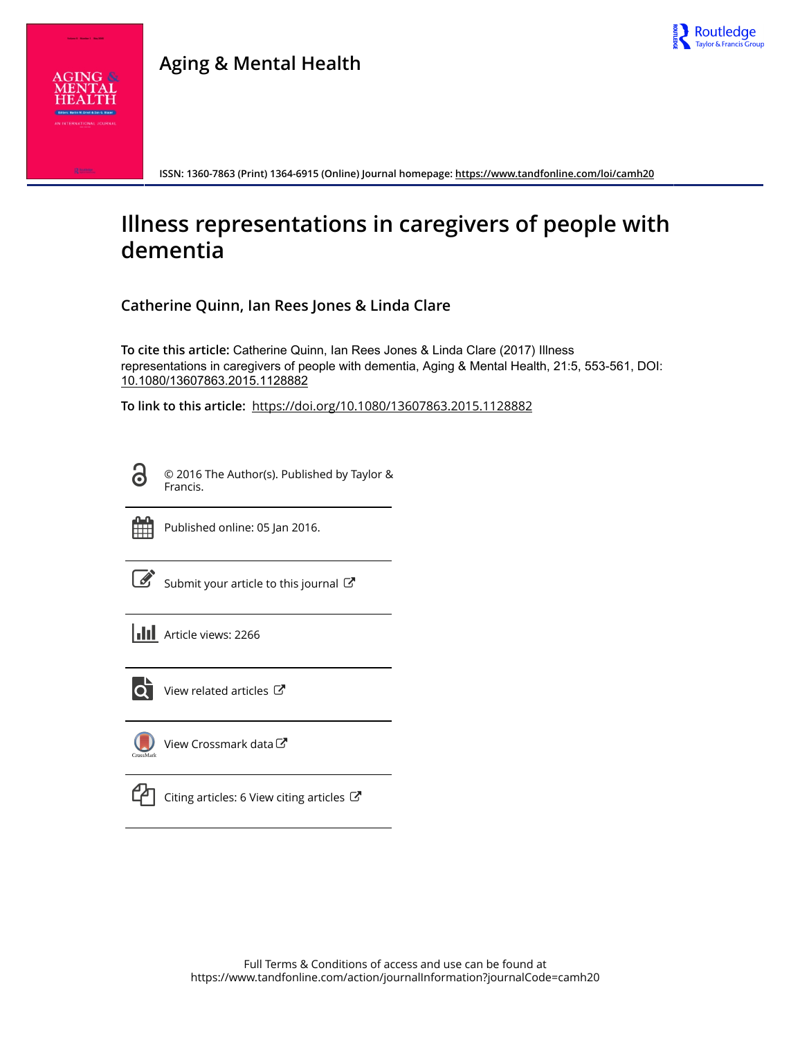# Aging & Mental Health

ISSN: 1360-7863 (Print) 1364-6915 (Online) Journal homepage: https://www.tandfonline.com/loi/camh20

# Illness representations in caregivers of people with dementia

## Catherine Quinn, Ian Rees Jones & Linda Clare

**To cite this article:** Catherine Quinn, Ian Rees Jones & Linda Clare (2017) Illness representations in caregivers of people with dementia, Aging & Mental Health, 21:5, 553-561, DOI: 10.1080/13607863.2015.1128882

**To link to this article:** https://doi.org/10.1080/13607863.2015.1128882

© 2016 The Author(s). Published by Taylor & Francis.

Published online: 05 Jan 2016.

Submit your article to this journal

Article views: 2266

View related articles

View Crossmark data

Citing articles: 6 View citing articles

Full Terms & Conditions of access and use can be found at https://www.tandfonline.com/action/journalInformation?journalCode=camh20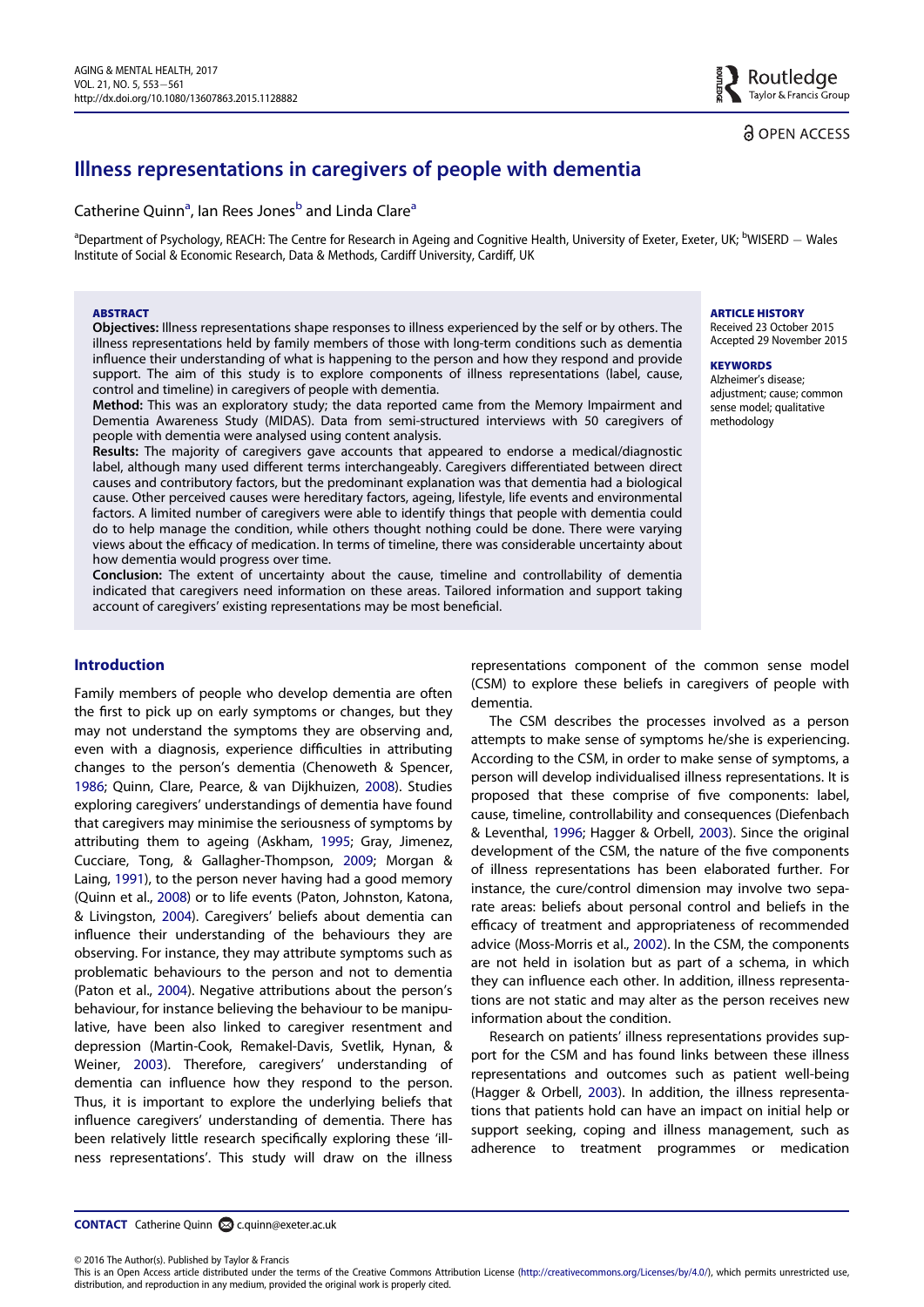# Illness representations in caregivers of people with dementia

Catherine Quinn[a], Ian Rees Jones[b] and Linda Clare[a]

[a]Department of Psychology, REACH: The Centre for Research in Ageing and Cognitive Health, University of Exeter, Exeter, UK; [b]WISERD – Wales Institute of Social & Economic Research, Data & Methods, Cardiff University, Cardiff, UK

## ABSTRACT

**Objectives:** Illness representations shape responses to illness experienced by the self or by others. The illness representations held by family members of those with long-term conditions such as dementia influence their understanding of what is happening to the person and how they respond and provide support. The aim of this study is to explore components of illness representations (label, cause, control and timeline) in caregivers of people with dementia.

**Method:** This was an exploratory study; the data reported came from the Memory Impairment and Dementia Awareness Study (MIDAS). Data from semi-structured interviews with 50 caregivers of people with dementia were analysed using content analysis.

**Results:** The majority of caregivers gave accounts that appeared to endorse a medical/diagnostic label, although many used different terms interchangeably. Caregivers differentiated between direct causes and contributory factors, but the predominant explanation was that dementia had a biological cause. Other perceived causes were hereditary factors, ageing, lifestyle, life events and environmental factors. A limited number of caregivers were able to identify things that people with dementia could do to help manage the condition, while others thought nothing could be done. There were varying views about the efficacy of medication. In terms of timeline, there was considerable uncertainty about how dementia would progress over time.

**Conclusion:** The extent of uncertainty about the cause, timeline and controllability of dementia indicated that caregivers need information on these areas. Tailored information and support taking account of caregivers' existing representations may be most beneficial.

**ARTICLE HISTORY**
Received 23 October 2015
Accepted 29 November 2015

**KEYWORDS**
Alzheimer's disease; adjustment; cause; common sense model; qualitative methodology

## Introduction

Family members of people who develop dementia are often the first to pick up on early symptoms or changes, but they may not understand the symptoms they are observing and, even with a diagnosis, experience difficulties in attributing changes to the person's dementia (Chenoweth & Spencer, 1986; Quinn, Clare, Pearce, & van Dijkhuizen, 2008). Studies exploring caregivers' understandings of dementia have found that caregivers may minimise the seriousness of symptoms by attributing them to ageing (Askham, 1995; Gray, Jimenez, Cucciare, Tong, & Gallagher-Thompson, 2009; Morgan & Laing, 1991), to the person never having had a good memory (Quinn et al., 2008) or to life events (Paton, Johnston, Katona, & Livingston, 2004). Caregivers' beliefs about dementia can influence their understanding of the behaviours they are observing. For instance, they may attribute symptoms such as problematic behaviours to the person and not to dementia (Paton et al., 2004). Negative attributions about the person's behaviour, for instance believing the behaviour to be manipulative, have been also linked to caregiver resentment and depression (Martin-Cook, Remakel-Davis, Svetlik, Hynan, & Weiner, 2003). Therefore, caregivers' understanding of dementia can influence how they respond to the person. Thus, it is important to explore the underlying beliefs that influence caregivers' understanding of dementia. There has been relatively little research specifically exploring these 'illness representations'. This study will draw on the illness representations component of the common sense model (CSM) to explore these beliefs in caregivers of people with dementia.

The CSM describes the processes involved as a person attempts to make sense of symptoms he/she is experiencing. According to the CSM, in order to make sense of symptoms, a person will develop individualised illness representations. It is proposed that these comprise of five components: label, cause, timeline, controllability and consequences (Diefenbach & Leventhal, 1996; Hagger & Orbell, 2003). Since the original development of the CSM, the nature of the five components of illness representations has been elaborated further. For instance, the cure/control dimension may involve two separate areas: beliefs about personal control and beliefs in the efficacy of treatment and appropriateness of recommended advice (Moss-Morris et al., 2002). In the CSM, the components are not held in isolation but as part of a schema, in which they can influence each other. In addition, illness representations are not static and may alter as the person receives new information about the condition.

Research on patients' illness representations provides support for the CSM and has found links between these illness representations and outcomes such as patient well-being (Hagger & Orbell, 2003). In addition, the illness representations that patients hold can have an impact on initial help or support seeking, coping and illness management, such as adherence to treatment programmes or medication

**CONTACT** Catherine Quinn c.quinn@exeter.ac.uk

© 2016 The Author(s). Published by Taylor & Francis
This is an Open Access article distributed under the terms of the Creative Commons Attribution License (http://creativecommons.org/Licenses/by/4.0/), which permits unrestricted use, distribution, and reproduction in any medium, provided the original work is properly cited.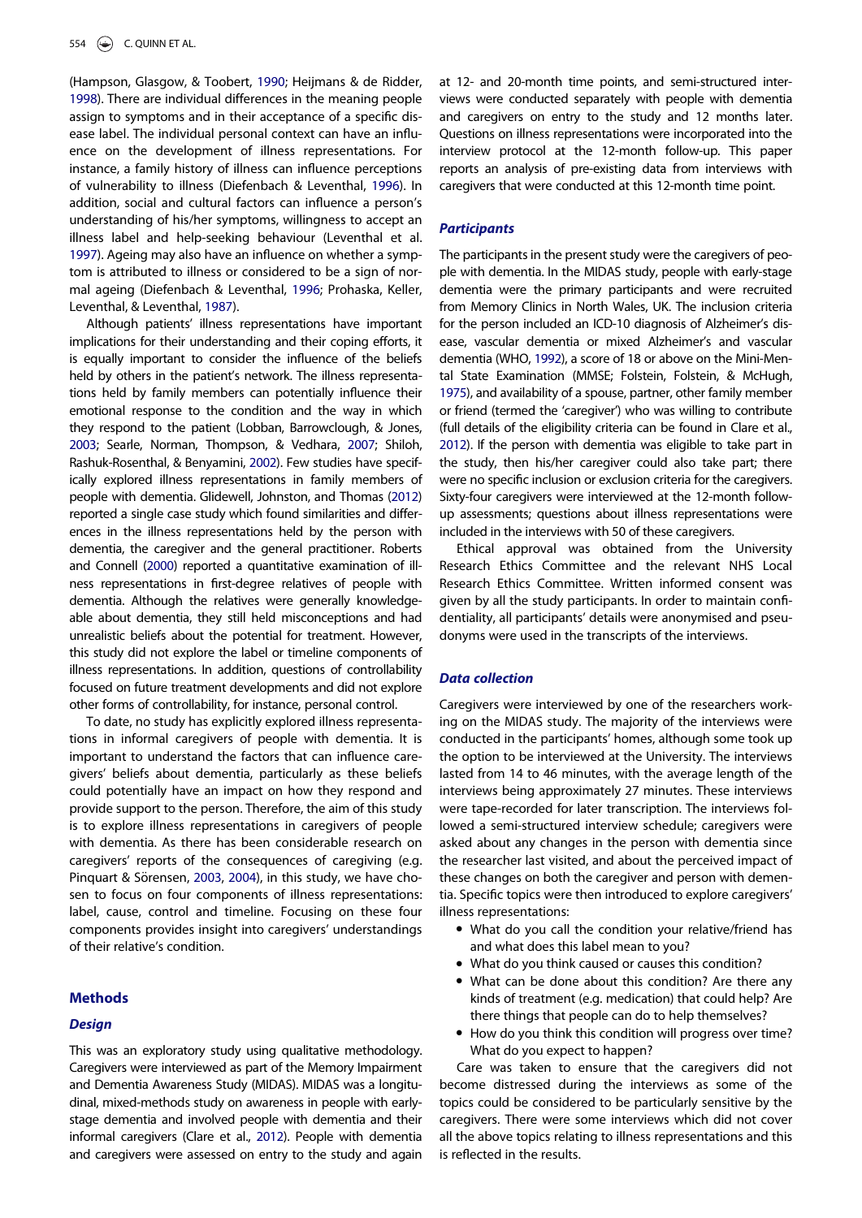(Hampson, Glasgow, & Toobert, 1990; Heijmans & de Ridder, 1998). There are individual differences in the meaning people assign to symptoms and in their acceptance of a specific disease label. The individual personal context can have an influence on the development of illness representations. For instance, a family history of illness can influence perceptions of vulnerability to illness (Diefenbach & Leventhal, 1996). In addition, social and cultural factors can influence a person's understanding of his/her symptoms, willingness to accept an illness label and help-seeking behaviour (Leventhal et al. 1997). Ageing may also have an influence on whether a symptom is attributed to illness or considered to be a sign of normal ageing (Diefenbach & Leventhal, 1996; Prohaska, Keller, Leventhal, & Leventhal, 1987).

Although patients' illness representations have important implications for their understanding and their coping efforts, it is equally important to consider the influence of the beliefs held by others in the patient's network. The illness representations held by family members can potentially influence their emotional response to the condition and the way in which they respond to the patient (Lobban, Barrowclough, & Jones, 2003; Searle, Norman, Thompson, & Vedhara, 2007; Shiloh, Rashuk-Rosenthal, & Benyamini, 2002). Few studies have specifically explored illness representations in family members of people with dementia. Glidewell, Johnston, and Thomas (2012) reported a single case study which found similarities and differences in the illness representations held by the person with dementia, the caregiver and the general practitioner. Roberts and Connell (2000) reported a quantitative examination of illness representations in first-degree relatives of people with dementia. Although the relatives were generally knowledgeable about dementia, they still held misconceptions and had unrealistic beliefs about the potential for treatment. However, this study did not explore the label or timeline components of illness representations. In addition, questions of controllability focused on future treatment developments and did not explore other forms of controllability, for instance, personal control.

To date, no study has explicitly explored illness representations in informal caregivers of people with dementia. It is important to understand the factors that can influence caregivers' beliefs about dementia, particularly as these beliefs could potentially have an impact on how they respond and provide support to the person. Therefore, the aim of this study is to explore illness representations in caregivers of people with dementia. As there has been considerable research on caregivers' reports of the consequences of caregiving (e.g. Pinquart & Sörensen, 2003, 2004), in this study, we have chosen to focus on four components of illness representations: label, cause, control and timeline. Focusing on these four components provides insight into caregivers' understandings of their relative's condition.

## Methods

### Design

This was an exploratory study using qualitative methodology. Caregivers were interviewed as part of the Memory Impairment and Dementia Awareness Study (MIDAS). MIDAS was a longitudinal, mixed-methods study on awareness in people with early-stage dementia and involved people with dementia and their informal caregivers (Clare et al., 2012). People with dementia and caregivers were assessed on entry to the study and again at 12- and 20-month time points, and semi-structured interviews were conducted separately with people with dementia and caregivers on entry to the study and 12 months later. Questions on illness representations were incorporated into the interview protocol at the 12-month follow-up. This paper reports an analysis of pre-existing data from interviews with caregivers that were conducted at this 12-month time point.

### Participants

The participants in the present study were the caregivers of people with dementia. In the MIDAS study, people with early-stage dementia were the primary participants and were recruited from Memory Clinics in North Wales, UK. The inclusion criteria for the person included an ICD-10 diagnosis of Alzheimer's disease, vascular dementia or mixed Alzheimer's and vascular dementia (WHO, 1992), a score of 18 or above on the Mini-Mental State Examination (MMSE; Folstein, Folstein, & McHugh, 1975), and availability of a spouse, partner, other family member or friend (termed the 'caregiver') who was willing to contribute (full details of the eligibility criteria can be found in Clare et al., 2012). If the person with dementia was eligible to take part in the study, then his/her caregiver could also take part; there were no specific inclusion or exclusion criteria for the caregivers. Sixty-four caregivers were interviewed at the 12-month follow-up assessments; questions about illness representations were included in the interviews with 50 of these caregivers.

Ethical approval was obtained from the University Research Ethics Committee and the relevant NHS Local Research Ethics Committee. Written informed consent was given by all the study participants. In order to maintain confidentiality, all participants' details were anonymised and pseudonyms were used in the transcripts of the interviews.

### Data collection

Caregivers were interviewed by one of the researchers working on the MIDAS study. The majority of the interviews were conducted in the participants' homes, although some took up the option to be interviewed at the University. The interviews lasted from 14 to 46 minutes, with the average length of the interviews being approximately 27 minutes. These interviews were tape-recorded for later transcription. The interviews followed a semi-structured interview schedule; caregivers were asked about any changes in the person with dementia since the researcher last visited, and about the perceived impact of these changes on both the caregiver and person with dementia. Specific topics were then introduced to explore caregivers' illness representations:

- What do you call the condition your relative/friend has and what does this label mean to you?
- What do you think caused or causes this condition?
- What can be done about this condition? Are there any kinds of treatment (e.g. medication) that could help? Are there things that people can do to help themselves?
- How do you think this condition will progress over time? What do you expect to happen?

Care was taken to ensure that the caregivers did not become distressed during the interviews as some of the topics could be considered to be particularly sensitive by the caregivers. There were some interviews which did not cover all the above topics relating to illness representations and this is reflected in the results.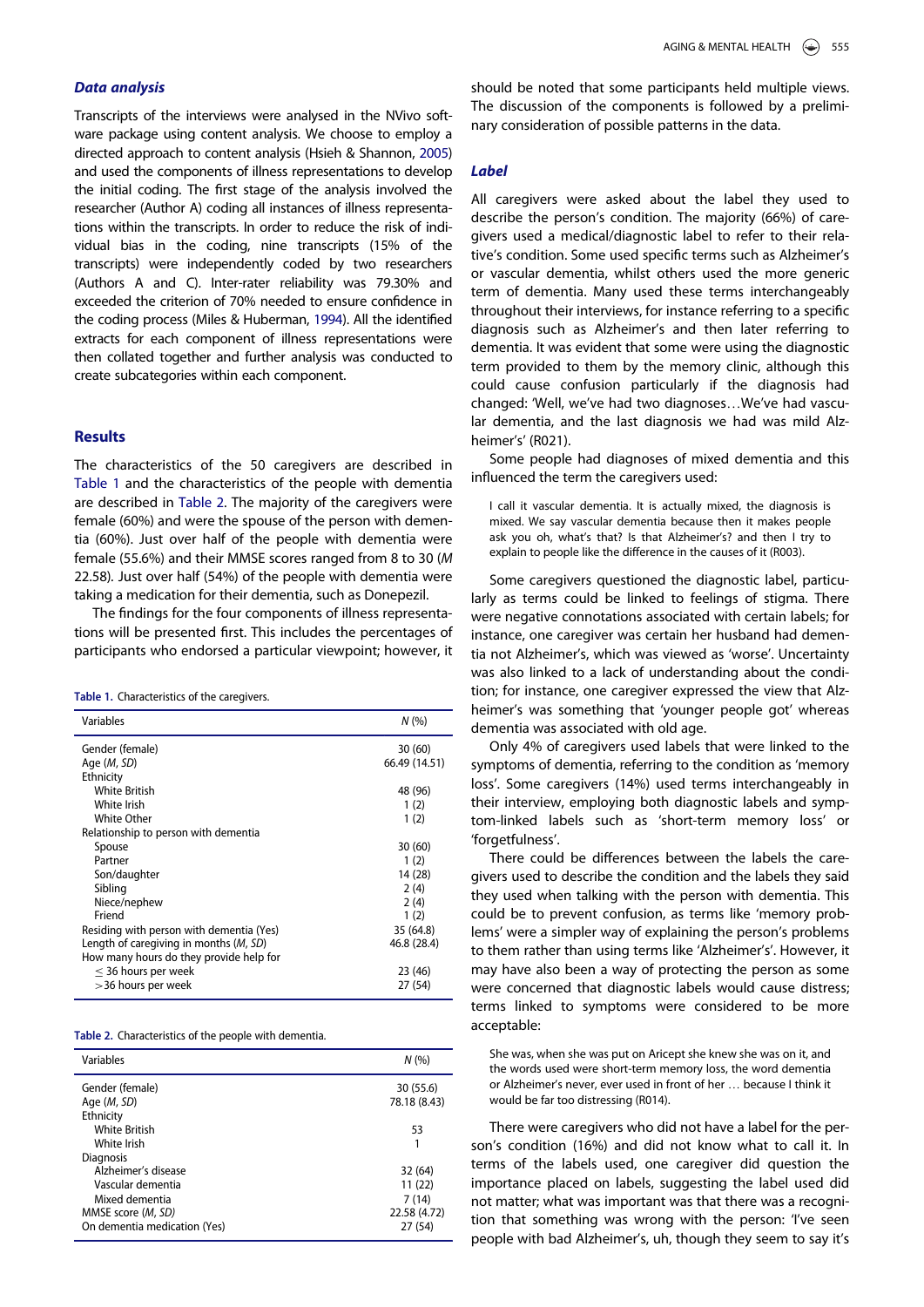### *Data analysis*

Transcripts of the interviews were analysed in the NVivo software package using content analysis. We choose to employ a directed approach to content analysis (Hsieh & Shannon, 2005) and used the components of illness representations to develop the initial coding. The first stage of the analysis involved the researcher (Author A) coding all instances of illness representations within the transcripts. In order to reduce the risk of individual bias in the coding, nine transcripts (15% of the transcripts) were independently coded by two researchers (Authors A and C). Inter-rater reliability was 79.30% and exceeded the criterion of 70% needed to ensure confidence in the coding process (Miles & Huberman, 1994). All the identified extracts for each component of illness representations were then collated together and further analysis was conducted to create subcategories within each component.

## Results

The characteristics of the 50 caregivers are described in Table 1 and the characteristics of the people with dementia are described in Table 2. The majority of the caregivers were female (60%) and were the spouse of the person with dementia (60%). Just over half of the people with dementia were female (55.6%) and their MMSE scores ranged from 8 to 30 (*M* 22.58). Just over half (54%) of the people with dementia were taking a medication for their dementia, such as Donepezil.

The findings for the four components of illness representations will be presented first. This includes the percentages of participants who endorsed a particular viewpoint; however, it should be noted that some participants held multiple views. The discussion of the components is followed by a preliminary consideration of possible patterns in the data.

**Table 1.** Characteristics of the caregivers.

| Variables | *N* (%) |
|---|---|
| Gender (female) | 30 (60) |
| Age (*M*, *SD*) | 66.49 (14.51) |
| Ethnicity | |
| White British | 48 (96) |
| White Irish | 1 (2) |
| White Other | 1 (2) |
| Relationship to person with dementia | |
| Spouse | 30 (60) |
| Partner | 1 (2) |
| Son/daughter | 14 (28) |
| Sibling | 2 (4) |
| Niece/nephew | 2 (4) |
| Friend | 1 (2) |
| Residing with person with dementia (Yes) | 35 (64.8) |
| Length of caregiving in months (*M*, *SD*) | 46.8 (28.4) |
| How many hours do they provide help for | |
| ≤ 36 hours per week | 23 (46) |
| >36 hours per week | 27 (54) |

**Table 2.** Characteristics of the people with dementia.

| Variables | *N* (%) |
|---|---|
| Gender (female) | 30 (55.6) |
| Age (*M*, *SD*) | 78.18 (8.43) |
| Ethnicity | |
| White British | 53 |
| White Irish | 1 |
| Diagnosis | |
| Alzheimer's disease | 32 (64) |
| Vascular dementia | 11 (22) |
| Mixed dementia | 7 (14) |
| MMSE score (*M*, *SD*) | 22.58 (4.72) |
| On dementia medication (Yes) | 27 (54) |

### *Label*

All caregivers were asked about the label they used to describe the person's condition. The majority (66%) of caregivers used a medical/diagnostic label to refer to their relative's condition. Some used specific terms such as Alzheimer's or vascular dementia, whilst others used the more generic term of dementia. Many used these terms interchangeably throughout their interviews, for instance referring to a specific diagnosis such as Alzheimer's and then later referring to dementia. It was evident that some were using the diagnostic term provided to them by the memory clinic, although this could cause confusion particularly if the diagnosis had changed: 'Well, we've had two diagnoses…We've had vascular dementia, and the last diagnosis we had was mild Alzheimer's' (R021).

Some people had diagnoses of mixed dementia and this influenced the term the caregivers used:

> I call it vascular dementia. It is actually mixed, the diagnosis is mixed. We say vascular dementia because then it makes people ask you oh, what's that? Is that Alzheimer's? and then I try to explain to people like the difference in the causes of it (R003).

Some caregivers questioned the diagnostic label, particularly as terms could be linked to feelings of stigma. There were negative connotations associated with certain labels; for instance, one caregiver was certain her husband had dementia not Alzheimer's, which was viewed as 'worse'. Uncertainty was also linked to a lack of understanding about the condition; for instance, one caregiver expressed the view that Alzheimer's was something that 'younger people got' whereas dementia was associated with old age.

Only 4% of caregivers used labels that were linked to the symptoms of dementia, referring to the condition as 'memory loss'. Some caregivers (14%) used terms interchangeably in their interview, employing both diagnostic labels and symptom-linked labels such as 'short-term memory loss' or 'forgetfulness'.

There could be differences between the labels the caregivers used to describe the condition and the labels they said they used when talking with the person with dementia. This could be to prevent confusion, as terms like 'memory problems' were a simpler way of explaining the person's problems to them rather than using terms like 'Alzheimer's'. However, it may have also been a way of protecting the person as some were concerned that diagnostic labels would cause distress; terms linked to symptoms were considered to be more acceptable:

> She was, when she was put on Aricept she knew she was on it, and the words used were short-term memory loss, the word dementia or Alzheimer's never, ever used in front of her … because I think it would be far too distressing (R014).

There were caregivers who did not have a label for the person's condition (16%) and did not know what to call it. In terms of the labels used, one caregiver did question the importance placed on labels, suggesting the label used did not matter; what was important was that there was a recognition that something was wrong with the person: 'I've seen people with bad Alzheimer's, uh, though they seem to say it's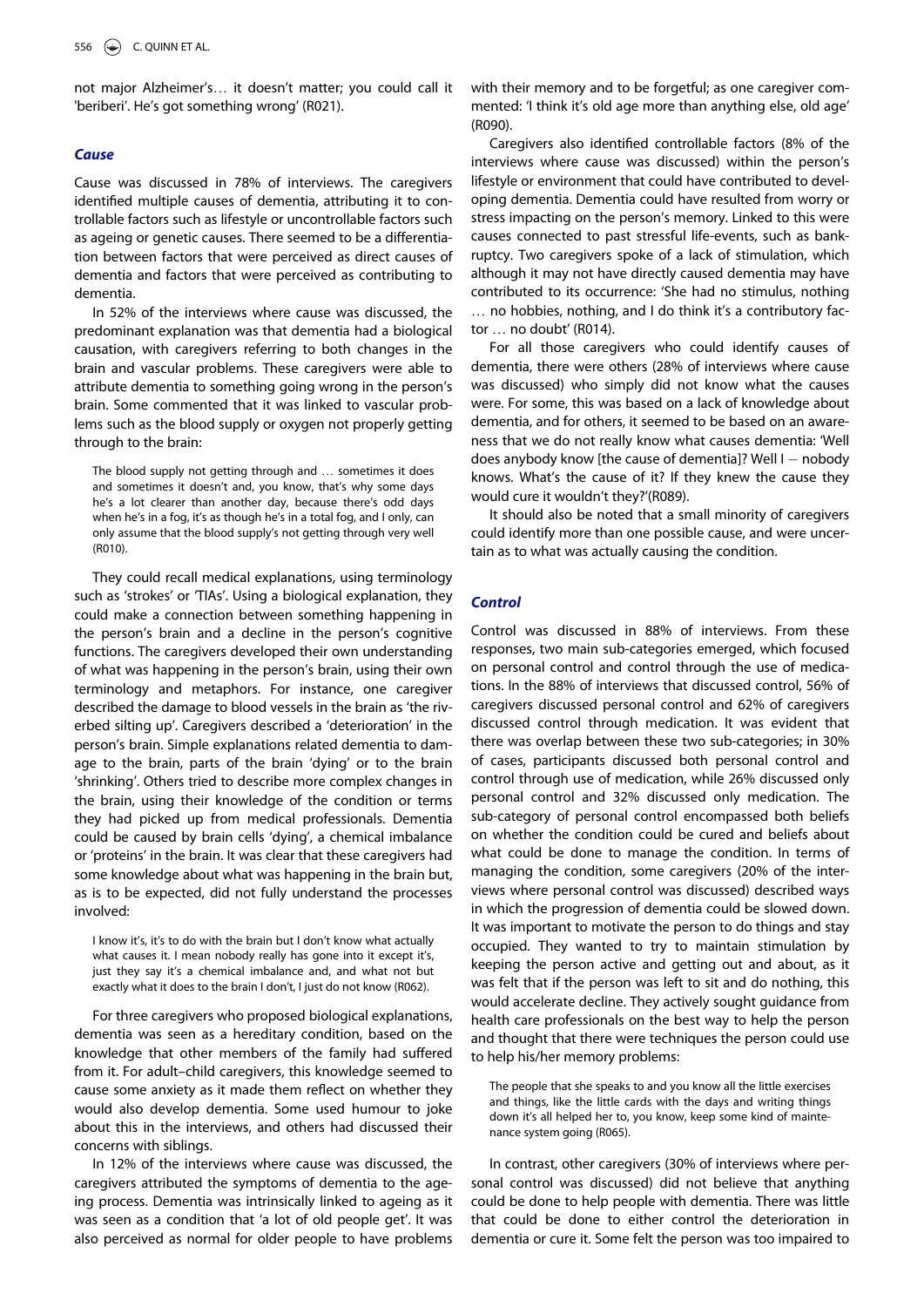not major Alzheimer's… it doesn't matter; you could call it 'beriberi'. He's got something wrong' (R021).

### *Cause*

Cause was discussed in 78% of interviews. The caregivers identified multiple causes of dementia, attributing it to controllable factors such as lifestyle or uncontrollable factors such as ageing or genetic causes. There seemed to be a differentiation between factors that were perceived as direct causes of dementia and factors that were perceived as contributing to dementia.

In 52% of the interviews where cause was discussed, the predominant explanation was that dementia had a biological causation, with caregivers referring to both changes in the brain and vascular problems. These caregivers were able to attribute dementia to something going wrong in the person's brain. Some commented that it was linked to vascular problems such as the blood supply or oxygen not properly getting through to the brain:

> The blood supply not getting through and … sometimes it does and sometimes it doesn't and, you know, that's why some days he's a lot clearer than another day, because there's odd days when he's in a fog, it's as though he's in a total fog, and I only, can only assume that the blood supply's not getting through very well (R010).

They could recall medical explanations, using terminology such as 'strokes' or 'TIAs'. Using a biological explanation, they could make a connection between something happening in the person's brain and a decline in the person's cognitive functions. The caregivers developed their own understanding of what was happening in the person's brain, using their own terminology and metaphors. For instance, one caregiver described the damage to blood vessels in the brain as 'the riverbed silting up'. Caregivers described a 'deterioration' in the person's brain. Simple explanations related dementia to damage to the brain, parts of the brain 'dying' or to the brain 'shrinking'. Others tried to describe more complex changes in the brain, using their knowledge of the condition or terms they had picked up from medical professionals. Dementia could be caused by brain cells 'dying', a chemical imbalance or 'proteins' in the brain. It was clear that these caregivers had some knowledge about what was happening in the brain but, as is to be expected, did not fully understand the processes involved:

> I know it's, it's to do with the brain but I don't know what actually what causes it. I mean nobody really has gone into it except it's, just they say it's a chemical imbalance and, and what not but exactly what it does to the brain I don't, I just do not know (R062).

For three caregivers who proposed biological explanations, dementia was seen as a hereditary condition, based on the knowledge that other members of the family had suffered from it. For adult–child caregivers, this knowledge seemed to cause some anxiety as it made them reflect on whether they would also develop dementia. Some used humour to joke about this in the interviews, and others had discussed their concerns with siblings.

In 12% of the interviews where cause was discussed, the caregivers attributed the symptoms of dementia to the ageing process. Dementia was intrinsically linked to ageing as it was seen as a condition that 'a lot of old people get'. It was also perceived as normal for older people to have problems with their memory and to be forgetful; as one caregiver commented: 'I think it's old age more than anything else, old age' (R090).

Caregivers also identified controllable factors (8% of the interviews where cause was discussed) within the person's lifestyle or environment that could have contributed to developing dementia. Dementia could have resulted from worry or stress impacting on the person's memory. Linked to this were causes connected to past stressful life-events, such as bankruptcy. Two caregivers spoke of a lack of stimulation, which although it may not have directly caused dementia may have contributed to its occurrence: 'She had no stimulus, nothing … no hobbies, nothing, and I do think it's a contributory factor … no doubt' (R014).

For all those caregivers who could identify causes of dementia, there were others (28% of interviews where cause was discussed) who simply did not know what the causes were. For some, this was based on a lack of knowledge about dementia, and for others, it seemed to be based on an awareness that we do not really know what causes dementia: 'Well does anybody know [the cause of dementia]? Well I – nobody knows. What's the cause of it? If they knew the cause they would cure it wouldn't they?'(R089).

It should also be noted that a small minority of caregivers could identify more than one possible cause, and were uncertain as to what was actually causing the condition.

### *Control*

Control was discussed in 88% of interviews. From these responses, two main sub-categories emerged, which focused on personal control and control through the use of medications. In the 88% of interviews that discussed control, 56% of caregivers discussed personal control and 62% of caregivers discussed control through medication. It was evident that there was overlap between these two sub-categories; in 30% of cases, participants discussed both personal control and control through use of medication, while 26% discussed only personal control and 32% discussed only medication. The sub-category of personal control encompassed both beliefs on whether the condition could be cured and beliefs about what could be done to manage the condition. In terms of managing the condition, some caregivers (20% of the interviews where personal control was discussed) described ways in which the progression of dementia could be slowed down. It was important to motivate the person to do things and stay occupied. They wanted to try to maintain stimulation by keeping the person active and getting out and about, as it was felt that if the person was left to sit and do nothing, this would accelerate decline. They actively sought guidance from health care professionals on the best way to help the person and thought that there were techniques the person could use to help his/her memory problems:

> The people that she speaks to and you know all the little exercises and things, like the little cards with the days and writing things down it's all helped her to, you know, keep some kind of maintenance system going (R065).

In contrast, other caregivers (30% of interviews where personal control was discussed) did not believe that anything could be done to help people with dementia. There was little that could be done to either control the deterioration in dementia or cure it. Some felt the person was too impaired to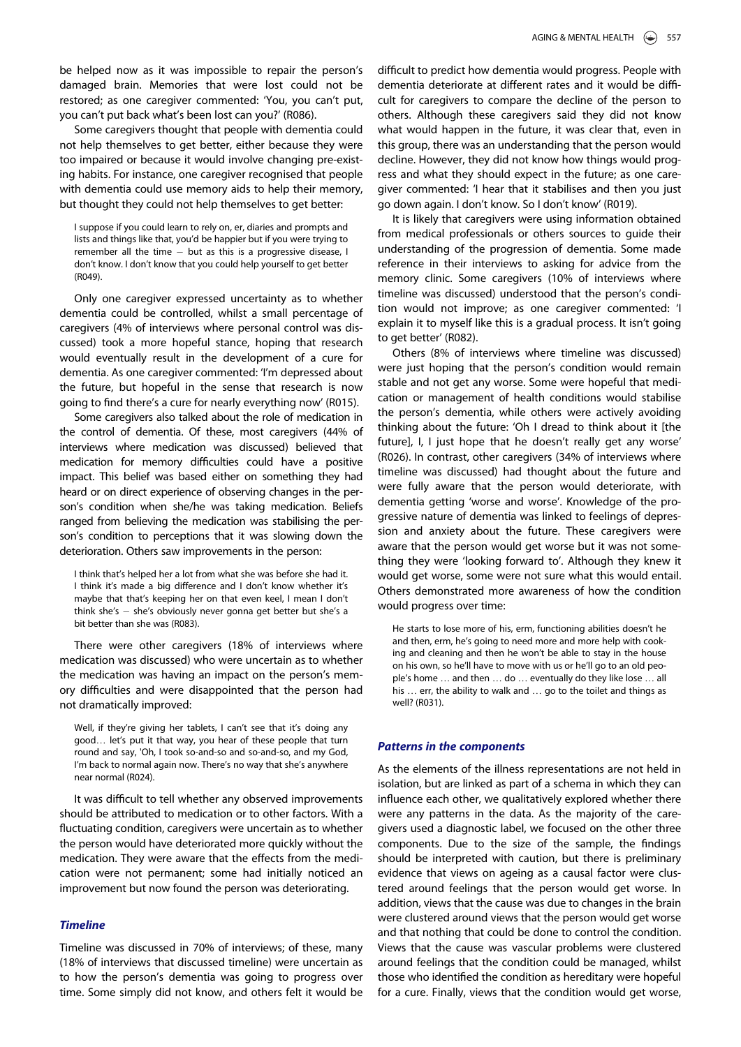be helped now as it was impossible to repair the person's damaged brain. Memories that were lost could not be restored; as one caregiver commented: 'You, you can't put, you can't put back what's been lost can you?' (R086).

Some caregivers thought that people with dementia could not help themselves to get better, either because they were too impaired or because it would involve changing pre-existing habits. For instance, one caregiver recognised that people with dementia could use memory aids to help their memory, but thought they could not help themselves to get better:

> I suppose if you could learn to rely on, er, diaries and prompts and lists and things like that, you'd be happier but if you were trying to remember all the time – but as this is a progressive disease, I don't know. I don't know that you could help yourself to get better (R049).

Only one caregiver expressed uncertainty as to whether dementia could be controlled, whilst a small percentage of caregivers (4% of interviews where personal control was discussed) took a more hopeful stance, hoping that research would eventually result in the development of a cure for dementia. As one caregiver commented: 'I'm depressed about the future, but hopeful in the sense that research is now going to find there's a cure for nearly everything now' (R015).

Some caregivers also talked about the role of medication in the control of dementia. Of these, most caregivers (44% of interviews where medication was discussed) believed that medication for memory difficulties could have a positive impact. This belief was based either on something they had heard or on direct experience of observing changes in the person's condition when she/he was taking medication. Beliefs ranged from believing the medication was stabilising the person's condition to perceptions that it was slowing down the deterioration. Others saw improvements in the person:

> I think that's helped her a lot from what she was before she had it. I think it's made a big difference and I don't know whether it's maybe that that's keeping her on that even keel, I mean I don't think she's – she's obviously never gonna get better but she's a bit better than she was (R083).

There were other caregivers (18% of interviews where medication was discussed) who were uncertain as to whether the medication was having an impact on the person's memory difficulties and were disappointed that the person had not dramatically improved:

> Well, if they're giving her tablets, I can't see that it's doing any good… let's put it that way, you hear of these people that turn round and say, 'Oh, I took so-and-so and so-and-so, and my God, I'm back to normal again now. There's no way that she's anywhere near normal (R024).

It was difficult to tell whether any observed improvements should be attributed to medication or to other factors. With a fluctuating condition, caregivers were uncertain as to whether the person would have deteriorated more quickly without the medication. They were aware that the effects from the medication were not permanent; some had initially noticed an improvement but now found the person was deteriorating.

### *Timeline*

Timeline was discussed in 70% of interviews; of these, many (18% of interviews that discussed timeline) were uncertain as to how the person's dementia was going to progress over time. Some simply did not know, and others felt it would be difficult to predict how dementia would progress. People with dementia deteriorate at different rates and it would be difficult for caregivers to compare the decline of the person to others. Although these caregivers said they did not know what would happen in the future, it was clear that, even in this group, there was an understanding that the person would decline. However, they did not know how things would progress and what they should expect in the future; as one caregiver commented: 'I hear that it stabilises and then you just go down again. I don't know. So I don't know' (R019).

It is likely that caregivers were using information obtained from medical professionals or others sources to guide their understanding of the progression of dementia. Some made reference in their interviews to asking for advice from the memory clinic. Some caregivers (10% of interviews where timeline was discussed) understood that the person's condition would not improve; as one caregiver commented: 'I explain it to myself like this is a gradual process. It isn't going to get better' (R082).

Others (8% of interviews where timeline was discussed) were just hoping that the person's condition would remain stable and not get any worse. Some were hopeful that medication or management of health conditions would stabilise the person's dementia, while others were actively avoiding thinking about the future: 'Oh I dread to think about it [the future], I, I just hope that he doesn't really get any worse' (R026). In contrast, other caregivers (34% of interviews where timeline was discussed) had thought about the future and were fully aware that the person would deteriorate, with dementia getting 'worse and worse'. Knowledge of the progressive nature of dementia was linked to feelings of depression and anxiety about the future. These caregivers were aware that the person would get worse but it was not something they were 'looking forward to'. Although they knew it would get worse, some were not sure what this would entail. Others demonstrated more awareness of how the condition would progress over time:

> He starts to lose more of his, erm, functioning abilities doesn't he and then, erm, he's going to need more and more help with cooking and cleaning and then he won't be able to stay in the house on his own, so he'll have to move with us or he'll go to an old people's home … and then … do … eventually do they like lose … all his … err, the ability to walk and … go to the toilet and things as well? (R031).

### *Patterns in the components*

As the elements of the illness representations are not held in isolation, but are linked as part of a schema in which they can influence each other, we qualitatively explored whether there were any patterns in the data. As the majority of the caregivers used a diagnostic label, we focused on the other three components. Due to the size of the sample, the findings should be interpreted with caution, but there is preliminary evidence that views on ageing as a causal factor were clustered around feelings that the person would get worse. In addition, views that the cause was due to changes in the brain were clustered around views that the person would get worse and that nothing that could be done to control the condition. Views that the cause was vascular problems were clustered around feelings that the condition could be managed, whilst those who identified the condition as hereditary were hopeful for a cure. Finally, views that the condition would get worse,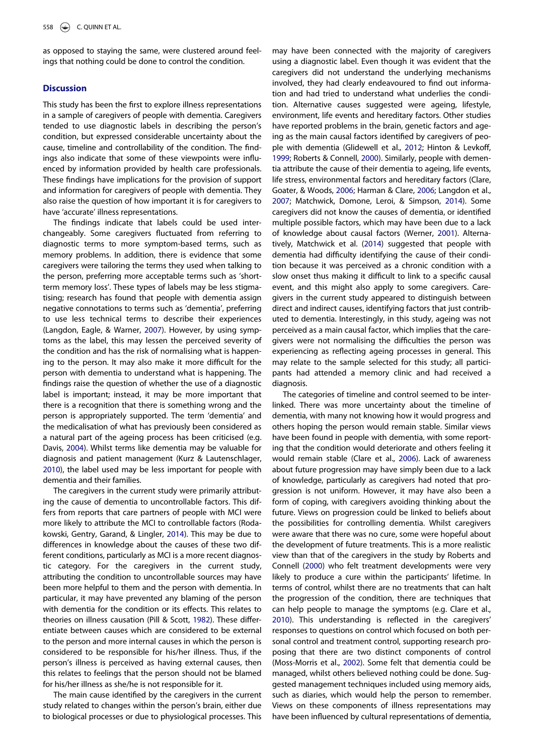as opposed to staying the same, were clustered around feelings that nothing could be done to control the condition.

## Discussion

This study has been the first to explore illness representations in a sample of caregivers of people with dementia. Caregivers tended to use diagnostic labels in describing the person's condition, but expressed considerable uncertainty about the cause, timeline and controllability of the condition. The findings also indicate that some of these viewpoints were influenced by information provided by health care professionals. These findings have implications for the provision of support and information for caregivers of people with dementia. They also raise the question of how important it is for caregivers to have 'accurate' illness representations.

The findings indicate that labels could be used interchangeably. Some caregivers fluctuated from referring to diagnostic terms to more symptom-based terms, such as memory problems. In addition, there is evidence that some caregivers were tailoring the terms they used when talking to the person, preferring more acceptable terms such as 'short-term memory loss'. These types of labels may be less stigmatising; research has found that people with dementia assign negative connotations to terms such as 'dementia', preferring to use less technical terms to describe their experiences (Langdon, Eagle, & Warner, 2007). However, by using symptoms as the label, this may lessen the perceived severity of the condition and has the risk of normalising what is happening to the person. It may also make it more difficult for the person with dementia to understand what is happening. The findings raise the question of whether the use of a diagnostic label is important; instead, it may be more important that there is a recognition that there is something wrong and the person is appropriately supported. The term 'dementia' and the medicalisation of what has previously been considered as a natural part of the ageing process has been criticised (e.g. Davis, 2004). Whilst terms like dementia may be valuable for diagnosis and patient management (Kurz & Lautenschlager, 2010), the label used may be less important for people with dementia and their families.

The caregivers in the current study were primarily attributing the cause of dementia to uncontrollable factors. This differs from reports that care partners of people with MCI were more likely to attribute the MCI to controllable factors (Rodakowski, Gentry, Garand, & Lingler, 2014). This may be due to differences in knowledge about the causes of these two different conditions, particularly as MCI is a more recent diagnostic category. For the caregivers in the current study, attributing the condition to uncontrollable sources may have been more helpful to them and the person with dementia. In particular, it may have prevented any blaming of the person with dementia for the condition or its effects. This relates to theories on illness causation (Pill & Scott, 1982). These differentiate between causes which are considered to be external to the person and more internal causes in which the person is considered to be responsible for his/her illness. Thus, if the person's illness is perceived as having external causes, then this relates to feelings that the person should not be blamed for his/her illness as she/he is not responsible for it.

The main cause identified by the caregivers in the current study related to changes within the person's brain, either due to biological processes or due to physiological processes. This may have been connected with the majority of caregivers using a diagnostic label. Even though it was evident that the caregivers did not understand the underlying mechanisms involved, they had clearly endeavoured to find out information and had tried to understand what underlies the condition. Alternative causes suggested were ageing, lifestyle, environment, life events and hereditary factors. Other studies have reported problems in the brain, genetic factors and ageing as the main causal factors identified by caregivers of people with dementia (Glidewell et al., 2012; Hinton & Levkoff, 1999; Roberts & Connell, 2000). Similarly, people with dementia attribute the cause of their dementia to ageing, life events, life stress, environmental factors and hereditary factors (Clare, Goater, & Woods, 2006; Harman & Clare, 2006; Langdon et al., 2007; Matchwick, Domone, Leroi, & Simpson, 2014). Some caregivers did not know the causes of dementia, or identified multiple possible factors, which may have been due to a lack of knowledge about causal factors (Werner, 2001). Alternatively, Matchwick et al. (2014) suggested that people with dementia had difficulty identifying the cause of their condition because it was perceived as a chronic condition with a slow onset thus making it difficult to link to a specific causal event, and this might also apply to some caregivers. Caregivers in the current study appeared to distinguish between direct and indirect causes, identifying factors that just contributed to dementia. Interestingly, in this study, ageing was not perceived as a main causal factor, which implies that the caregivers were not normalising the difficulties the person was experiencing as reflecting ageing processes in general. This may relate to the sample selected for this study; all participants had attended a memory clinic and had received a diagnosis.

The categories of timeline and control seemed to be interlinked. There was more uncertainty about the timeline of dementia, with many not knowing how it would progress and others hoping the person would remain stable. Similar views have been found in people with dementia, with some reporting that the condition would deteriorate and others feeling it would remain stable (Clare et al., 2006). Lack of awareness about future progression may have simply been due to a lack of knowledge, particularly as caregivers had noted that progression is not uniform. However, it may have also been a form of coping, with caregivers avoiding thinking about the future. Views on progression could be linked to beliefs about the possibilities for controlling dementia. Whilst caregivers were aware that there was no cure, some were hopeful about the development of future treatments. This is a more realistic view than that of the caregivers in the study by Roberts and Connell (2000) who felt treatment developments were very likely to produce a cure within the participants' lifetime. In terms of control, whilst there are no treatments that can halt the progression of the condition, there are techniques that can help people to manage the symptoms (e.g. Clare et al., 2010). This understanding is reflected in the caregivers' responses to questions on control which focused on both personal control and treatment control, supporting research proposing that there are two distinct components of control (Moss-Morris et al., 2002). Some felt that dementia could be managed, whilst others believed nothing could be done. Suggested management techniques included using memory aids, such as diaries, which would help the person to remember. Views on these components of illness representations may have been influenced by cultural representations of dementia,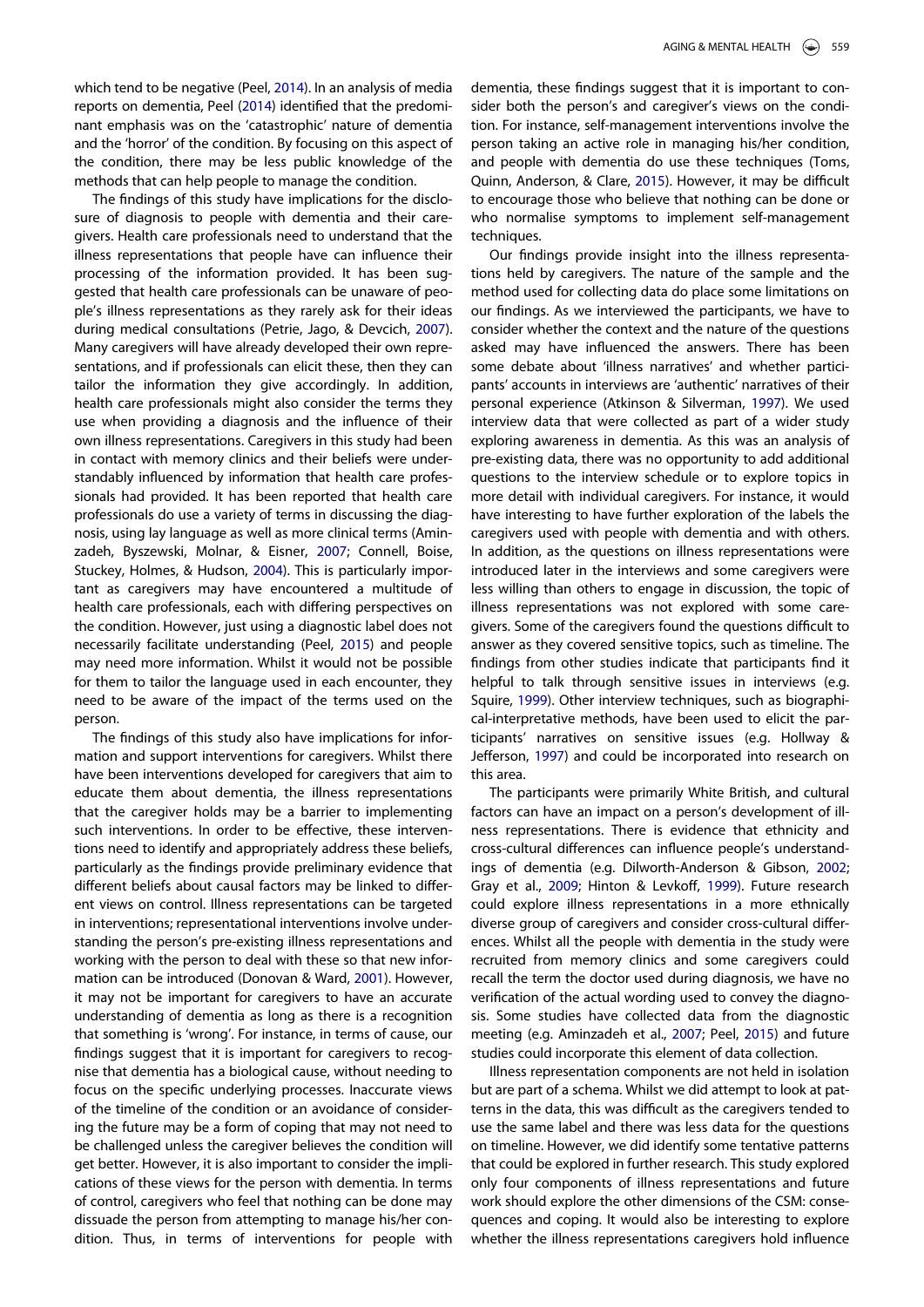which tend to be negative (Peel, 2014). In an analysis of media reports on dementia, Peel (2014) identified that the predominant emphasis was on the 'catastrophic' nature of dementia and the 'horror' of the condition. By focusing on this aspect of the condition, there may be less public knowledge of the methods that can help people to manage the condition.

The findings of this study have implications for the disclosure of diagnosis to people with dementia and their caregivers. Health care professionals need to understand that the illness representations that people have can influence their processing of the information provided. It has been suggested that health care professionals can be unaware of people's illness representations as they rarely ask for their ideas during medical consultations (Petrie, Jago, & Devcich, 2007). Many caregivers will have already developed their own representations, and if professionals can elicit these, then they can tailor the information they give accordingly. In addition, health care professionals might also consider the terms they use when providing a diagnosis and the influence of their own illness representations. Caregivers in this study had been in contact with memory clinics and their beliefs were understandably influenced by information that health care professionals had provided. It has been reported that health care professionals do use a variety of terms in discussing the diagnosis, using lay language as well as more clinical terms (Aminzadeh, Byszewski, Molnar, & Eisner, 2007; Connell, Boise, Stuckey, Holmes, & Hudson, 2004). This is particularly important as caregivers may have encountered a multitude of health care professionals, each with differing perspectives on the condition. However, just using a diagnostic label does not necessarily facilitate understanding (Peel, 2015) and people may need more information. Whilst it would not be possible for them to tailor the language used in each encounter, they need to be aware of the impact of the terms used on the person.

The findings of this study also have implications for information and support interventions for caregivers. Whilst there have been interventions developed for caregivers that aim to educate them about dementia, the illness representations that the caregiver holds may be a barrier to implementing such interventions. In order to be effective, these interventions need to identify and appropriately address these beliefs, particularly as the findings provide preliminary evidence that different beliefs about causal factors may be linked to different views on control. Illness representations can be targeted in interventions; representational interventions involve understanding the person's pre-existing illness representations and working with the person to deal with these so that new information can be introduced (Donovan & Ward, 2001). However, it may not be important for caregivers to have an accurate understanding of dementia as long as there is a recognition that something is 'wrong'. For instance, in terms of cause, our findings suggest that it is important for caregivers to recognise that dementia has a biological cause, without needing to focus on the specific underlying processes. Inaccurate views of the timeline of the condition or an avoidance of considering the future may be a form of coping that may not need to be challenged unless the caregiver believes the condition will get better. However, it is also important to consider the implications of these views for the person with dementia. In terms of control, caregivers who feel that nothing can be done may dissuade the person from attempting to manage his/her condition. Thus, in terms of interventions for people with dementia, these findings suggest that it is important to consider both the person's and caregiver's views on the condition. For instance, self-management interventions involve the person taking an active role in managing his/her condition, and people with dementia do use these techniques (Toms, Quinn, Anderson, & Clare, 2015). However, it may be difficult to encourage those who believe that nothing can be done or who normalise symptoms to implement self-management techniques.

Our findings provide insight into the illness representations held by caregivers. The nature of the sample and the method used for collecting data do place some limitations on our findings. As we interviewed the participants, we have to consider whether the context and the nature of the questions asked may have influenced the answers. There has been some debate about 'illness narratives' and whether participants' accounts in interviews are 'authentic' narratives of their personal experience (Atkinson & Silverman, 1997). We used interview data that were collected as part of a wider study exploring awareness in dementia. As this was an analysis of pre-existing data, there was no opportunity to add additional questions to the interview schedule or to explore topics in more detail with individual caregivers. For instance, it would have interesting to have further exploration of the labels the caregivers used with people with dementia and with others. In addition, as the questions on illness representations were introduced later in the interviews and some caregivers were less willing than others to engage in discussion, the topic of illness representations was not explored with some caregivers. Some of the caregivers found the questions difficult to answer as they covered sensitive topics, such as timeline. The findings from other studies indicate that participants find it helpful to talk through sensitive issues in interviews (e.g. Squire, 1999). Other interview techniques, such as biographical-interpretative methods, have been used to elicit the participants' narratives on sensitive issues (e.g. Hollway & Jefferson, 1997) and could be incorporated into research on this area.

The participants were primarily White British, and cultural factors can have an impact on a person's development of illness representations. There is evidence that ethnicity and cross-cultural differences can influence people's understandings of dementia (e.g. Dilworth-Anderson & Gibson, 2002; Gray et al., 2009; Hinton & Levkoff, 1999). Future research could explore illness representations in a more ethnically diverse group of caregivers and consider cross-cultural differences. Whilst all the people with dementia in the study were recruited from memory clinics and some caregivers could recall the term the doctor used during diagnosis, we have no verification of the actual wording used to convey the diagnosis. Some studies have collected data from the diagnostic meeting (e.g. Aminzadeh et al., 2007; Peel, 2015) and future studies could incorporate this element of data collection.

Illness representation components are not held in isolation but are part of a schema. Whilst we did attempt to look at patterns in the data, this was difficult as the caregivers tended to use the same label and there was less data for the questions on timeline. However, we did identify some tentative patterns that could be explored in further research. This study explored only four components of illness representations and future work should explore the other dimensions of the CSM: consequences and coping. It would also be interesting to explore whether the illness representations caregivers hold influence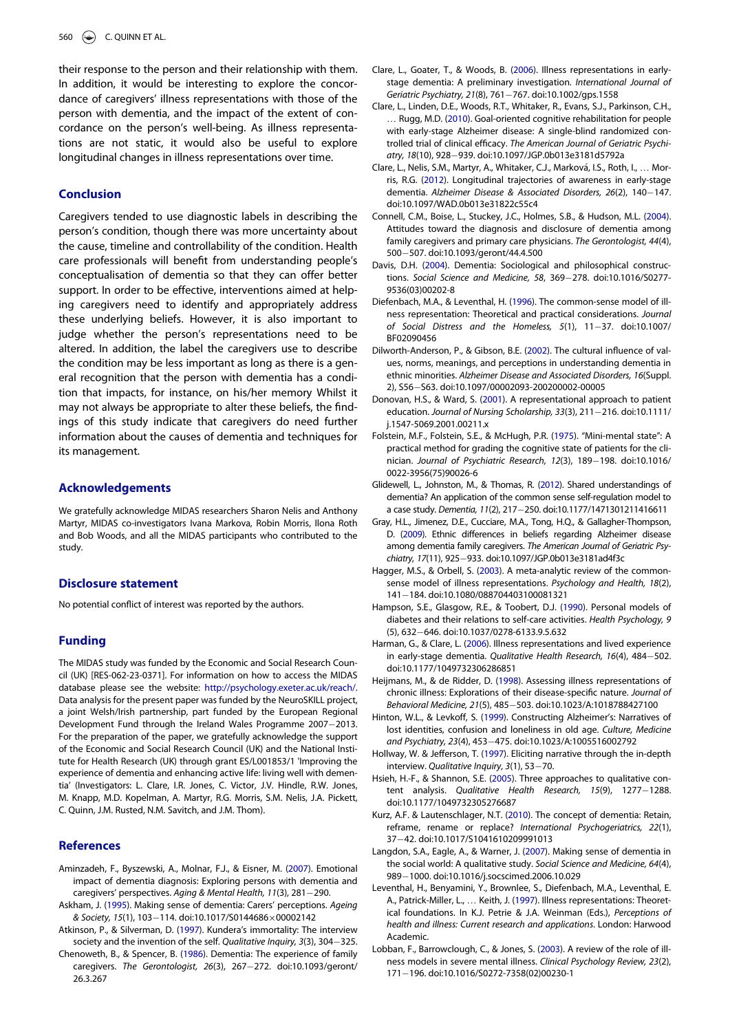their response to the person and their relationship with them. In addition, it would be interesting to explore the concordance of caregivers' illness representations with those of the person with dementia, and the impact of the extent of concordance on the person's well-being. As illness representations are not static, it would also be useful to explore longitudinal changes in illness representations over time.

## Conclusion

Caregivers tended to use diagnostic labels in describing the person's condition, though there was more uncertainty about the cause, timeline and controllability of the condition. Health care professionals will benefit from understanding people's conceptualisation of dementia so that they can offer better support. In order to be effective, interventions aimed at helping caregivers need to identify and appropriately address these underlying beliefs. However, it is also important to judge whether the person's representations need to be altered. In addition, the label the caregivers use to describe the condition may be less important as long as there is a general recognition that the person with dementia has a condition that impacts, for instance, on his/her memory Whilst it may not always be appropriate to alter these beliefs, the findings of this study indicate that caregivers do need further information about the causes of dementia and techniques for its management.

## Acknowledgements

We gratefully acknowledge MIDAS researchers Sharon Nelis and Anthony Martyr, MIDAS co-investigators Ivana Markova, Robin Morris, Ilona Roth and Bob Woods, and all the MIDAS participants who contributed to the study.

## Disclosure statement

No potential conflict of interest was reported by the authors.

## Funding

The MIDAS study was funded by the Economic and Social Research Council (UK) [RES-062-23-0371]. For information on how to access the MIDAS database please see the website: http://psychology.exeter.ac.uk/reach/. Data analysis for the present paper was funded by the NeuroSKILL project, a joint Welsh/Irish partnership, part funded by the European Regional Development Fund through the Ireland Wales Programme 2007–2013. For the preparation of the paper, we gratefully acknowledge the support of the Economic and Social Research Council (UK) and the National Institute for Health Research (UK) through grant ES/L001853/1 'Improving the experience of dementia and enhancing active life: living well with dementia' (Investigators: L. Clare, I.R. Jones, C. Victor, J.V. Hindle, R.W. Jones, M. Knapp, M.D. Kopelman, A. Martyr, R.G. Morris, S.M. Nelis, J.A. Pickett, C. Quinn, J.M. Rusted, N.M. Savitch, and J.M. Thom).

## References

Aminzadeh, F., Byszewski, A., Molnar, F.J., & Eisner, M. (2007). Emotional impact of dementia diagnosis: Exploring persons with dementia and caregivers' perspectives. *Aging & Mental Health, 11*(3), 281–290.

Askham, J. (1995). Making sense of dementia: Carers' perceptions. *Ageing & Society, 15*(1), 103–114. doi:10.1017/S0144686×00002142

Atkinson, P., & Silverman, D. (1997). Kundera's immortality: The interview society and the invention of the self. *Qualitative Inquiry, 3*(3), 304–325.

Chenoweth, B., & Spencer, B. (1986). Dementia: The experience of family caregivers. *The Gerontologist, 26*(3), 267–272. doi:10.1093/geront/26.3.267

Clare, L., Goater, T., & Woods, B. (2006). Illness representations in early-stage dementia: A preliminary investigation. *International Journal of Geriatric Psychiatry, 21*(8), 761–767. doi:10.1002/gps.1558

Clare, L., Linden, D.E., Woods, R.T., Whitaker, R., Evans, S.J., Parkinson, C.H., … Rugg, M.D. (2010). Goal-oriented cognitive rehabilitation for people with early-stage Alzheimer disease: A single-blind randomized controlled trial of clinical efficacy. *The American Journal of Geriatric Psychiatry, 18*(10), 928–939. doi:10.1097/JGP.0b013e3181d5792a

Clare, L., Nelis, S.M., Martyr, A., Whitaker, C.J., Marková, I.S., Roth, I., … Morris, R.G. (2012). Longitudinal trajectories of awareness in early-stage dementia. *Alzheimer Disease & Associated Disorders, 26*(2), 140–147. doi:10.1097/WAD.0b013e31822c55c4

Connell, C.M., Boise, L., Stuckey, J.C., Holmes, S.B., & Hudson, M.L. (2004). Attitudes toward the diagnosis and disclosure of dementia among family caregivers and primary care physicians. *The Gerontologist, 44*(4), 500–507. doi:10.1093/geront/44.4.500

Davis, D.H. (2004). Dementia: Sociological and philosophical constructions. *Social Science and Medicine, 58*, 369–278. doi:10.1016/S0277-9536(03)00202-8

Diefenbach, M.A., & Leventhal, H. (1996). The common-sense model of illness representation: Theoretical and practical considerations. *Journal of Social Distress and the Homeless, 5*(1), 11–37. doi:10.1007/BF02090456

Dilworth-Anderson, P., & Gibson, B.E. (2002). The cultural influence of values, norms, meanings, and perceptions in understanding dementia in ethnic minorities. *Alzheimer Disease and Associated Disorders, 16*(Suppl. 2), S56–S63. doi:10.1097/00002093-200200002-00005

Donovan, H.S., & Ward, S. (2001). A representational approach to patient education. *Journal of Nursing Scholarship, 33*(3), 211–216. doi:10.1111/j.1547-5069.2001.00211.x

Folstein, M.F., Folstein, S.E., & McHugh, P.R. (1975). "Mini-mental state": A practical method for grading the cognitive state of patients for the clinician. *Journal of Psychiatric Research, 12*(3), 189–198. doi:10.1016/0022-3956(75)90026-6

Glidewell, L., Johnston, M., & Thomas, R. (2012). Shared understandings of dementia? An application of the common sense self-regulation model to a case study. *Dementia, 11*(2), 217–250. doi:10.1177/1471301211416611

Gray, H.L., Jimenez, D.E., Cucciare, M.A., Tong, H.Q., & Gallagher-Thompson, D. (2009). Ethnic differences in beliefs regarding Alzheimer disease among dementia family caregivers. *The American Journal of Geriatric Psychiatry, 17*(11), 925–933. doi:10.1097/JGP.0b013e3181ad4f3c

Hagger, M.S., & Orbell, S. (2003). A meta-analytic review of the common-sense model of illness representations. *Psychology and Health, 18*(2), 141–184. doi:10.1080/088704403100081321

Hampson, S.E., Glasgow, R.E., & Toobert, D.J. (1990). Personal models of diabetes and their relations to self-care activities. *Health Psychology, 9*(5), 632–646. doi:10.1037/0278-6133.9.5.632

Harman, G., & Clare, L. (2006). Illness representations and lived experience in early-stage dementia. *Qualitative Health Research, 16*(4), 484–502. doi:10.1177/1049732306286851

Heijmans, M., & de Ridder, D. (1998). Assessing illness representations of chronic illness: Explorations of their disease-specific nature. *Journal of Behavioral Medicine, 21*(5), 485–503. doi:10.1023/A:1018788427100

Hinton, W.L., & Levkoff, S. (1999). Constructing Alzheimer's: Narratives of lost identities, confusion and loneliness in old age. *Culture, Medicine and Psychiatry, 23*(4), 453–475. doi:10.1023/A:1005516002792

Hollway, W. & Jefferson, T. (1997). Eliciting narrative through the in-depth interview. *Qualitative Inquiry, 3*(1), 53–70.

Hsieh, H.-F., & Shannon, S.E. (2005). Three approaches to qualitative content analysis. *Qualitative Health Research, 15*(9), 1277–1288. doi:10.1177/1049732305276687

Kurz, A.F. & Lautenschlager, N.T. (2010). The concept of dementia: Retain, reframe, rename or replace? *International Psychogeriatrics, 22*(1), 37–42. doi:10.1017/S1041610209991013

Langdon, S.A., Eagle, A., & Warner, J. (2007). Making sense of dementia in the social world: A qualitative study. *Social Science and Medicine, 64*(4), 989–1000. doi:10.1016/j.socscimed.2006.10.029

Leventhal, H., Benyamini, Y., Brownlee, S., Diefenbach, M.A., Leventhal, E. A., Patrick-Miller, L., … Keith, J. (1997). Illness representations: Theoretical foundations. In K.J. Petrie & J.A. Weinman (Eds.), *Perceptions of health and illness: Current research and applications*. London: Harwood Academic.

Lobban, F., Barrowclough, C., & Jones, S. (2003). A review of the role of illness models in severe mental illness. *Clinical Psychology Review, 23*(2), 171–196. doi:10.1016/S0272-7358(02)00230-1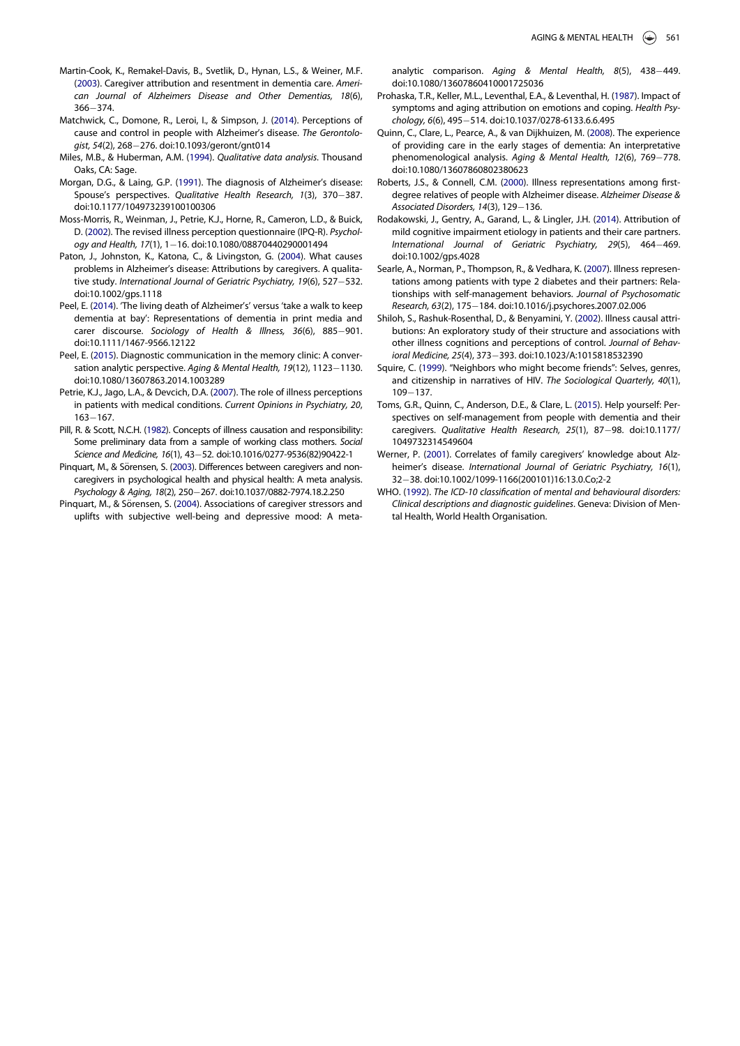Martin-Cook, K., Remakel-Davis, B., Svetlik, D., Hynan, L.S., & Weiner, M.F. (2003). Caregiver attribution and resentment in dementia care. *American Journal of Alzheimers Disease and Other Dementias, 18*(6), 366−374.

Matchwick, C., Domone, R., Leroi, I., & Simpson, J. (2014). Perceptions of cause and control in people with Alzheimer's disease. *The Gerontologist, 54*(2), 268−276. doi:10.1093/geront/gnt014

Miles, M.B., & Huberman, A.M. (1994). *Qualitative data analysis*. Thousand Oaks, CA: Sage.

Morgan, D.G., & Laing, G.P. (1991). The diagnosis of Alzheimer's disease: Spouse's perspectives. *Qualitative Health Research, 1*(3), 370−387. doi:10.1177/104973239100100306

Moss-Morris, R., Weinman, J., Petrie, K.J., Horne, R., Cameron, L.D., & Buick, D. (2002). The revised illness perception questionnaire (IPQ-R). *Psychology and Health, 17*(1), 1−16. doi:10.1080/08870440290001494

Paton, J., Johnston, K., Katona, C., & Livingston, G. (2004). What causes problems in Alzheimer's disease: Attributions by caregivers. A qualitative study. *International Journal of Geriatric Psychiatry, 19*(6), 527−532. doi:10.1002/gps.1118

Peel, E. (2014). 'The living death of Alzheimer's' versus 'take a walk to keep dementia at bay': Representations of dementia in print media and carer discourse. *Sociology of Health & Illness, 36*(6), 885−901. doi:10.1111/1467-9566.12122

Peel, E. (2015). Diagnostic communication in the memory clinic: A conversation analytic perspective. *Aging & Mental Health, 19*(12), 1123−1130. doi:10.1080/13607863.2014.1003289

Petrie, K.J., Jago, L.A., & Devcich, D.A. (2007). The role of illness perceptions in patients with medical conditions. *Current Opinions in Psychiatry, 20*, 163−167.

Pill, R. & Scott, N.C.H. (1982). Concepts of illness causation and responsibility: Some preliminary data from a sample of working class mothers. *Social Science and Medicine, 16*(1), 43−52. doi:10.1016/0277-9536(82)90422-1

Pinquart, M., & Sörensen, S. (2003). Differences between caregivers and non-caregivers in psychological health and physical health: A meta analysis. *Psychology & Aging, 18*(2), 250−267. doi:10.1037/0882-7974.18.2.250

Pinquart, M., & Sörensen, S. (2004). Associations of caregiver stressors and uplifts with subjective well-being and depressive mood: A meta-analytic comparison. *Aging & Mental Health, 8*(5), 438−449. doi:10.1080/13607860410001725036

Prohaska, T.R., Keller, M.L., Leventhal, E.A., & Leventhal, H. (1987). Impact of symptoms and aging attribution on emotions and coping. *Health Psychology, 6*(6), 495−514. doi:10.1037/0278-6133.6.6.495

Quinn, C., Clare, L., Pearce, A., & van Dijkhuizen, M. (2008). The experience of providing care in the early stages of dementia: An interpretative phenomenological analysis. *Aging & Mental Health, 12*(6), 769−778. doi:10.1080/13607860802380623

Roberts, J.S., & Connell, C.M. (2000). Illness representations among first-degree relatives of people with Alzheimer disease. *Alzheimer Disease & Associated Disorders, 14*(3), 129−136.

Rodakowski, J., Gentry, A., Garand, L., & Lingler, J.H. (2014). Attribution of mild cognitive impairment etiology in patients and their care partners. *International Journal of Geriatric Psychiatry, 29*(5), 464−469. doi:10.1002/gps.4028

Searle, A., Norman, P., Thompson, R., & Vedhara, K. (2007). Illness representations among patients with type 2 diabetes and their partners: Relationships with self-management behaviors. *Journal of Psychosomatic Research, 63*(2), 175−184. doi:10.1016/j.psychores.2007.02.006

Shiloh, S., Rashuk-Rosenthal, D., & Benyamini, Y. (2002). Illness causal attributions: An exploratory study of their structure and associations with other illness cognitions and perceptions of control. *Journal of Behavioral Medicine, 25*(4), 373−393. doi:10.1023/A:1015818532390

Squire, C. (1999). "Neighbors who might become friends": Selves, genres, and citizenship in narratives of HIV. *The Sociological Quarterly, 40*(1), 109−137.

Toms, G.R., Quinn, C., Anderson, D.E., & Clare, L. (2015). Help yourself: Perspectives on self-management from people with dementia and their caregivers. *Qualitative Health Research, 25*(1), 87−98. doi:10.1177/1049732314549604

Werner, P. (2001). Correlates of family caregivers' knowledge about Alzheimer's disease. *International Journal of Geriatric Psychiatry, 16*(1), 32−38. doi:10.1002/1099-1166(200101)16:13.0.Co;2-2

WHO. (1992). *The ICD-10 classification of mental and behavioural disorders: Clinical descriptions and diagnostic guidelines*. Geneva: Division of Mental Health, World Health Organisation.